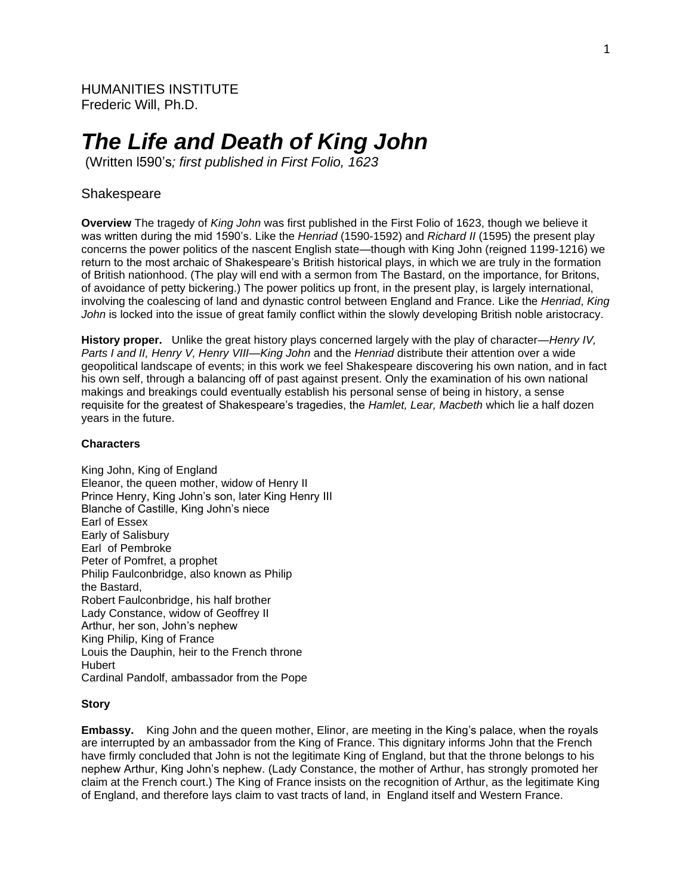HUMANITIES INSTITUTE
Frederic Will, Ph.D.

# *The Life and Death of King John*

(Written l590's*; first published in First Folio, 1623*

Shakespeare

**Overview** The tragedy of *King John* was first published in the First Folio of 1623, though we believe it was written during the mid 1590's. Like the *Henriad* (1590-1592) and *Richard II* (1595) the present play concerns the power politics of the nascent English state—though with King John (reigned 1199-1216) we return to the most archaic of Shakespeare's British historical plays, in which we are truly in the formation of British nationhood. (The play will end with a sermon from The Bastard, on the importance, for Britons, of avoidance of petty bickering.) The power politics up front, in the present play, is largely international, involving the coalescing of land and dynastic control between England and France. Like the *Henriad*, *King John* is locked into the issue of great family conflict within the slowly developing British noble aristocracy.

**History proper.** Unlike the great history plays concerned largely with the play of character—*Henry IV, Parts I and II, Henry V, Henry VIII*—*King John* and the *Henriad* distribute their attention over a wide geopolitical landscape of events; in this work we feel Shakespeare discovering his own nation, and in fact his own self, through a balancing off of past against present. Only the examination of his own national makings and breakings could eventually establish his personal sense of being in history, a sense requisite for the greatest of Shakespeare's tragedies, the *Hamlet, Lear, Macbeth* which lie a half dozen years in the future.

**Characters**

King John, King of England
Eleanor, the queen mother, widow of Henry II
Prince Henry, King John's son, later King Henry III
Blanche of Castille, King John's niece
Earl of Essex
Early of Salisbury
Earl of Pembroke
Peter of Pomfret, a prophet
Philip Faulconbridge, also known as Philip the Bastard,
Robert Faulconbridge, his half brother
Lady Constance, widow of Geoffrey II
Arthur, her son, John's nephew
King Philip, King of France
Louis the Dauphin, heir to the French throne
Hubert
Cardinal Pandolf, ambassador from the Pope

**Story**

**Embassy.** King John and the queen mother, Elinor, are meeting in the King's palace, when the royals are interrupted by an ambassador from the King of France. This dignitary informs John that the French have firmly concluded that John is not the legitimate King of England, but that the throne belongs to his nephew Arthur, King John's nephew. (Lady Constance, the mother of Arthur, has strongly promoted her claim at the French court.) The King of France insists on the recognition of Arthur, as the legitimate King of England, and therefore lays claim to vast tracts of land, in England itself and Western France.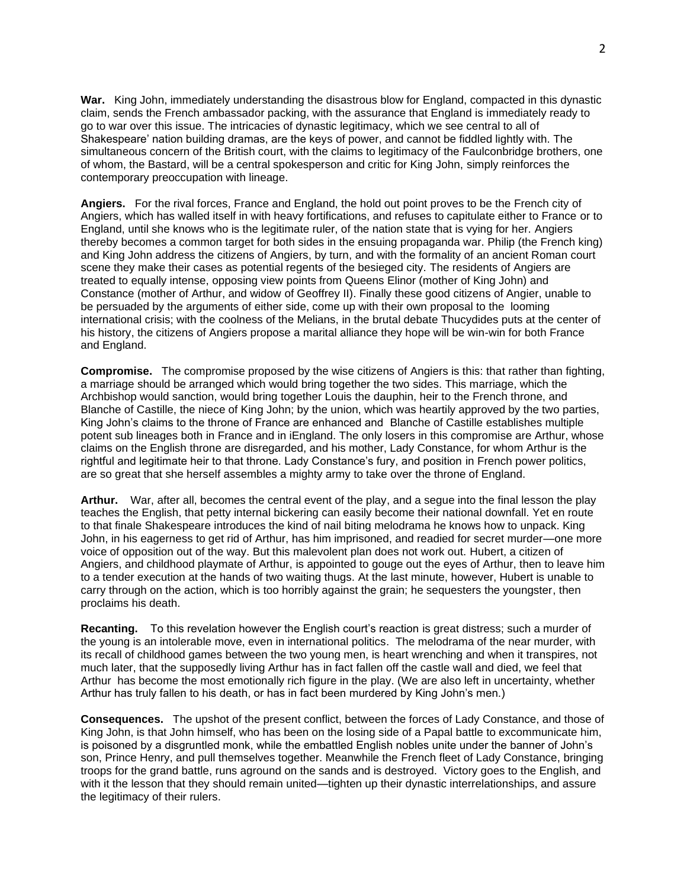**War.** King John, immediately understanding the disastrous blow for England, compacted in this dynastic claim, sends the French ambassador packing, with the assurance that England is immediately ready to go to war over this issue. The intricacies of dynastic legitimacy, which we see central to all of Shakespeare' nation building dramas, are the keys of power, and cannot be fiddled lightly with. The simultaneous concern of the British court, with the claims to legitimacy of the Faulconbridge brothers, one of whom, the Bastard, will be a central spokesperson and critic for King John, simply reinforces the contemporary preoccupation with lineage.

**Angiers.** For the rival forces, France and England, the hold out point proves to be the French city of Angiers, which has walled itself in with heavy fortifications, and refuses to capitulate either to France or to England, until she knows who is the legitimate ruler, of the nation state that is vying for her. Angiers thereby becomes a common target for both sides in the ensuing propaganda war. Philip (the French king) and King John address the citizens of Angiers, by turn, and with the formality of an ancient Roman court scene they make their cases as potential regents of the besieged city. The residents of Angiers are treated to equally intense, opposing view points from Queens Elinor (mother of King John) and Constance (mother of Arthur, and widow of Geoffrey II). Finally these good citizens of Angier, unable to be persuaded by the arguments of either side, come up with their own proposal to the looming international crisis; with the coolness of the Melians, in the brutal debate Thucydides puts at the center of his history, the citizens of Angiers propose a marital alliance they hope will be win-win for both France and England.

**Compromise.** The compromise proposed by the wise citizens of Angiers is this: that rather than fighting, a marriage should be arranged which would bring together the two sides. This marriage, which the Archbishop would sanction, would bring together Louis the dauphin, heir to the French throne, and Blanche of Castille, the niece of King John; by the union, which was heartily approved by the two parties, King John's claims to the throne of France are enhanced and Blanche of Castille establishes multiple potent sub lineages both in France and in iEngland. The only losers in this compromise are Arthur, whose claims on the English throne are disregarded, and his mother, Lady Constance, for whom Arthur is the rightful and legitimate heir to that throne. Lady Constance's fury, and position in French power politics, are so great that she herself assembles a mighty army to take over the throne of England.

**Arthur.** War, after all, becomes the central event of the play, and a segue into the final lesson the play teaches the English, that petty internal bickering can easily become their national downfall. Yet en route to that finale Shakespeare introduces the kind of nail biting melodrama he knows how to unpack. King John, in his eagerness to get rid of Arthur, has him imprisoned, and readied for secret murder—one more voice of opposition out of the way. But this malevolent plan does not work out. Hubert, a citizen of Angiers, and childhood playmate of Arthur, is appointed to gouge out the eyes of Arthur, then to leave him to a tender execution at the hands of two waiting thugs. At the last minute, however, Hubert is unable to carry through on the action, which is too horribly against the grain; he sequesters the youngster, then proclaims his death.

**Recanting.** To this revelation however the English court's reaction is great distress; such a murder of the young is an intolerable move, even in international politics. The melodrama of the near murder, with its recall of childhood games between the two young men, is heart wrenching and when it transpires, not much later, that the supposedly living Arthur has in fact fallen off the castle wall and died, we feel that Arthur has become the most emotionally rich figure in the play. (We are also left in uncertainty, whether Arthur has truly fallen to his death, or has in fact been murdered by King John's men.)

**Consequences.** The upshot of the present conflict, between the forces of Lady Constance, and those of King John, is that John himself, who has been on the losing side of a Papal battle to excommunicate him, is poisoned by a disgruntled monk, while the embattled English nobles unite under the banner of John's son, Prince Henry, and pull themselves together. Meanwhile the French fleet of Lady Constance, bringing troops for the grand battle, runs aground on the sands and is destroyed. Victory goes to the English, and with it the lesson that they should remain united—tighten up their dynastic interrelationships, and assure the legitimacy of their rulers.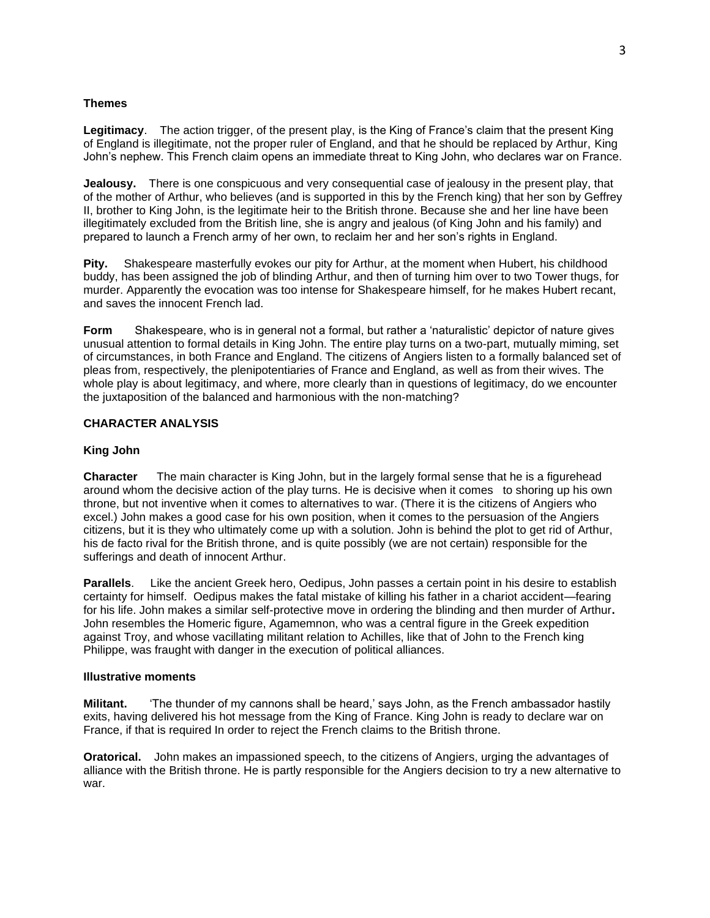### Themes

**Legitimacy**. The action trigger, of the present play, is the King of France's claim that the present King of England is illegitimate, not the proper ruler of England, and that he should be replaced by Arthur, King John's nephew. This French claim opens an immediate threat to King John, who declares war on France.

**Jealousy.** There is one conspicuous and very consequential case of jealousy in the present play, that of the mother of Arthur, who believes (and is supported in this by the French king) that her son by Geffrey II, brother to King John, is the legitimate heir to the British throne. Because she and her line have been illegitimately excluded from the British line, she is angry and jealous (of King John and his family) and prepared to launch a French army of her own, to reclaim her and her son's rights in England.

**Pity.** Shakespeare masterfully evokes our pity for Arthur, at the moment when Hubert, his childhood buddy, has been assigned the job of blinding Arthur, and then of turning him over to two Tower thugs, for murder. Apparently the evocation was too intense for Shakespeare himself, for he makes Hubert recant, and saves the innocent French lad.

**Form** Shakespeare, who is in general not a formal, but rather a 'naturalistic' depictor of nature gives unusual attention to formal details in King John. The entire play turns on a two-part, mutually miming, set of circumstances, in both France and England. The citizens of Angiers listen to a formally balanced set of pleas from, respectively, the plenipotentiaries of France and England, as well as from their wives. The whole play is about legitimacy, and where, more clearly than in questions of legitimacy, do we encounter the juxtaposition of the balanced and harmonious with the non-matching?

### CHARACTER ANALYSIS

#### King John

**Character** The main character is King John, but in the largely formal sense that he is a figurehead around whom the decisive action of the play turns. He is decisive when it comes to shoring up his own throne, but not inventive when it comes to alternatives to war. (There it is the citizens of Angiers who excel.) John makes a good case for his own position, when it comes to the persuasion of the Angiers citizens, but it is they who ultimately come up with a solution. John is behind the plot to get rid of Arthur, his de facto rival for the British throne, and is quite possibly (we are not certain) responsible for the sufferings and death of innocent Arthur.

**Parallels**. Like the ancient Greek hero, Oedipus, John passes a certain point in his desire to establish certainty for himself. Oedipus makes the fatal mistake of killing his father in a chariot accident—fearing for his life. John makes a similar self-protective move in ordering the blinding and then murder of Arthur**.** John resembles the Homeric figure, Agamemnon, who was a central figure in the Greek expedition against Troy, and whose vacillating militant relation to Achilles, like that of John to the French king Philippe, was fraught with danger in the execution of political alliances.

#### Illustrative moments

**Militant.** 'The thunder of my cannons shall be heard,' says John, as the French ambassador hastily exits, having delivered his hot message from the King of France. King John is ready to declare war on France, if that is required In order to reject the French claims to the British throne.

**Oratorical.** John makes an impassioned speech, to the citizens of Angiers, urging the advantages of alliance with the British throne. He is partly responsible for the Angiers decision to try a new alternative to war.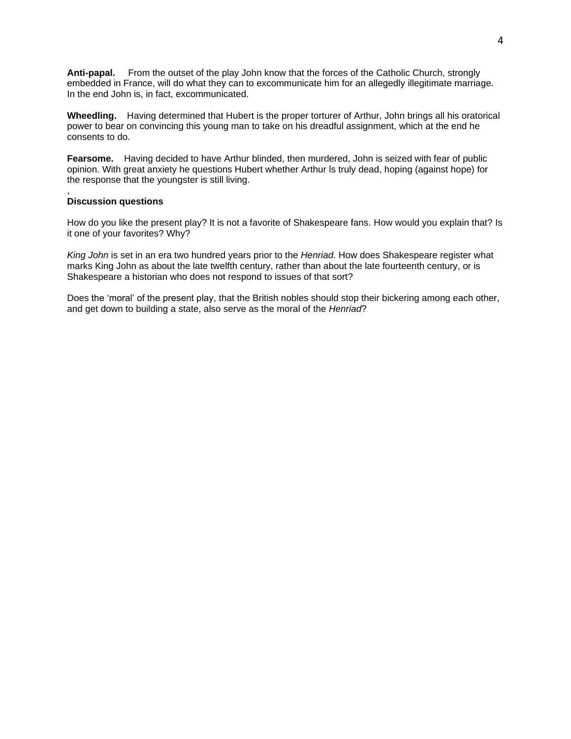**Anti-papal.** From the outset of the play John know that the forces of the Catholic Church, strongly embedded in France, will do what they can to excommunicate him for an allegedly illegitimate marriage. In the end John is, in fact, excommunicated.

**Wheedling.** Having determined that Hubert is the proper torturer of Arthur, John brings all his oratorical power to bear on convincing this young man to take on his dreadful assignment, which at the end he consents to do.

**Fearsome.** Having decided to have Arthur blinded, then murdered, John is seized with fear of public opinion. With great anxiety he questions Hubert whether Arthur ls truly dead, hoping (against hope) for the response that the youngster is still living.

,

**Discussion questions**

How do you like the present play? It is not a favorite of Shakespeare fans. How would you explain that? Is it one of your favorites? Why?

*King John* is set in an era two hundred years prior to the *Henriad.* How does Shakespeare register what marks King John as about the late twelfth century, rather than about the late fourteenth century, or is Shakespeare a historian who does not respond to issues of that sort?

Does the 'moral' of the present play, that the British nobles should stop their bickering among each other, and get down to building a state, also serve as the moral of the *Henriad*?